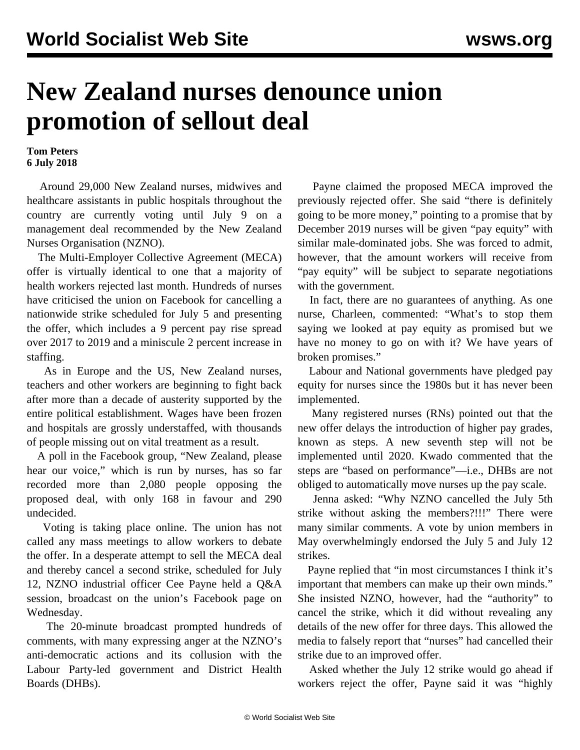# New Zealand nurses denounce union promotion of sellout deal

**Tom Peters**
**6 July 2018**

Around 29,000 New Zealand nurses, midwives and healthcare assistants in public hospitals throughout the country are currently voting until July 9 on a management deal recommended by the New Zealand Nurses Organisation (NZNO).

The Multi-Employer Collective Agreement (MECA) offer is virtually identical to one that a majority of health workers rejected last month. Hundreds of nurses have criticised the union on Facebook for cancelling a nationwide strike scheduled for July 5 and presenting the offer, which includes a 9 percent pay rise spread over 2017 to 2019 and a miniscule 2 percent increase in staffing.

As in Europe and the US, New Zealand nurses, teachers and other workers are beginning to fight back after more than a decade of austerity supported by the entire political establishment. Wages have been frozen and hospitals are grossly understaffed, with thousands of people missing out on vital treatment as a result.

A poll in the Facebook group, "New Zealand, please hear our voice," which is run by nurses, has so far recorded more than 2,080 people opposing the proposed deal, with only 168 in favour and 290 undecided.

Voting is taking place online. The union has not called any mass meetings to allow workers to debate the offer. In a desperate attempt to sell the MECA deal and thereby cancel a second strike, scheduled for July 12, NZNO industrial officer Cee Payne held a Q&A session, broadcast on the union's Facebook page on Wednesday.

The 20-minute broadcast prompted hundreds of comments, with many expressing anger at the NZNO's anti-democratic actions and its collusion with the Labour Party-led government and District Health Boards (DHBs).

Payne claimed the proposed MECA improved the previously rejected offer. She said "there is definitely going to be more money," pointing to a promise that by December 2019 nurses will be given "pay equity" with similar male-dominated jobs. She was forced to admit, however, that the amount workers will receive from "pay equity" will be subject to separate negotiations with the government.

In fact, there are no guarantees of anything. As one nurse, Charleen, commented: "What's to stop them saying we looked at pay equity as promised but we have no money to go on with it? We have years of broken promises."

Labour and National governments have pledged pay equity for nurses since the 1980s but it has never been implemented.

Many registered nurses (RNs) pointed out that the new offer delays the introduction of higher pay grades, known as steps. A new seventh step will not be implemented until 2020. Kwado commented that the steps are "based on performance"—i.e., DHBs are not obliged to automatically move nurses up the pay scale.

Jenna asked: "Why NZNO cancelled the July 5th strike without asking the members?!!!" There were many similar comments. A vote by union members in May overwhelmingly endorsed the July 5 and July 12 strikes.

Payne replied that "in most circumstances I think it's important that members can make up their own minds." She insisted NZNO, however, had the "authority" to cancel the strike, which it did without revealing any details of the new offer for three days. This allowed the media to falsely report that "nurses" had cancelled their strike due to an improved offer.

Asked whether the July 12 strike would go ahead if workers reject the offer, Payne said it was "highly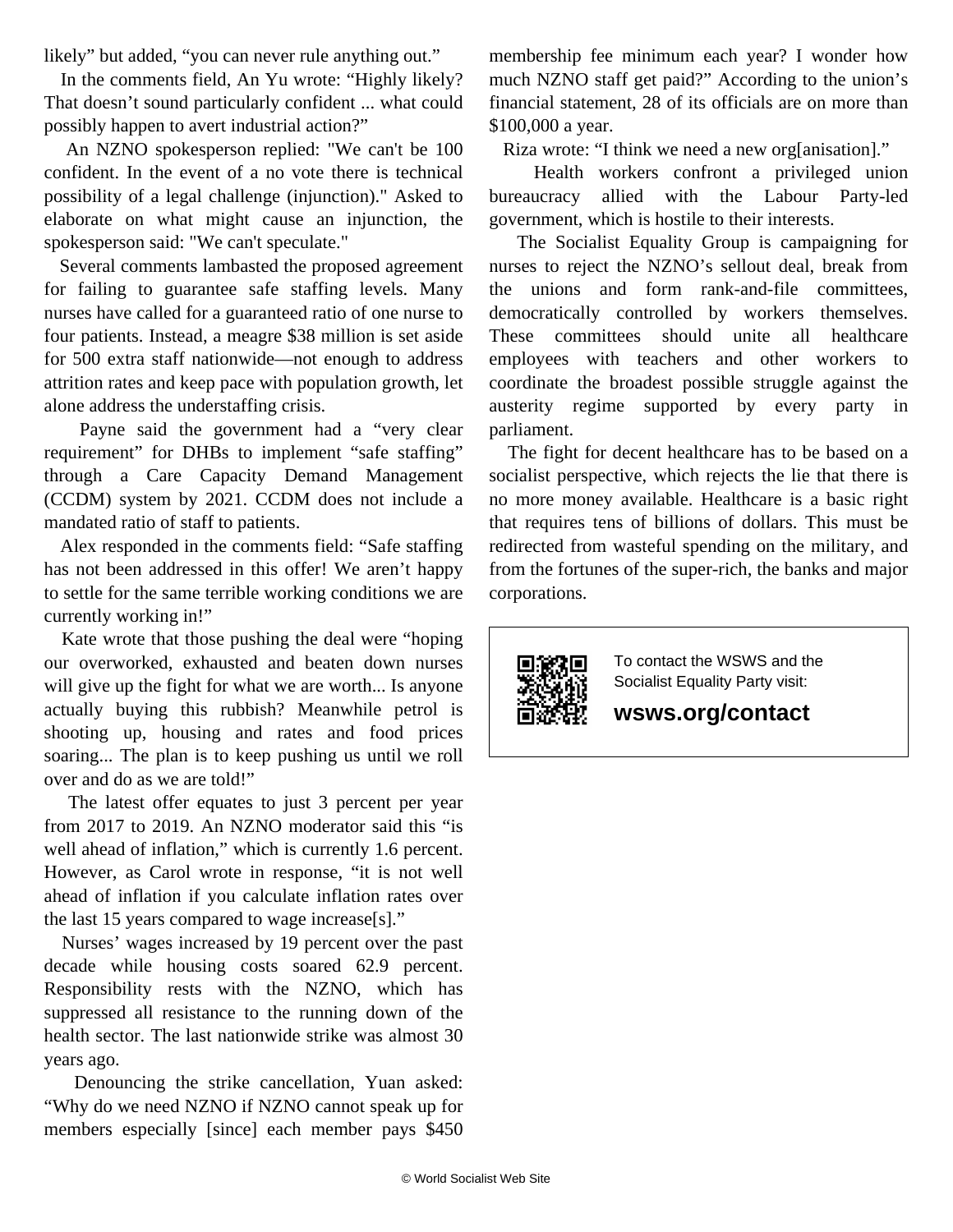likely" but added, "you can never rule anything out."

In the comments field, An Yu wrote: "Highly likely? That doesn't sound particularly confident ... what could possibly happen to avert industrial action?"

An NZNO spokesperson replied: "We can't be 100 confident. In the event of a no vote there is technical possibility of a legal challenge (injunction)." Asked to elaborate on what might cause an injunction, the spokesperson said: "We can't speculate."

Several comments lambasted the proposed agreement for failing to guarantee safe staffing levels. Many nurses have called for a guaranteed ratio of one nurse to four patients. Instead, a meagre $38 million is set aside for 500 extra staff nationwide—not enough to address attrition rates and keep pace with population growth, let alone address the understaffing crisis.

Payne said the government had a "very clear requirement" for DHBs to implement "safe staffing" through a Care Capacity Demand Management (CCDM) system by 2021. CCDM does not include a mandated ratio of staff to patients.

Alex responded in the comments field: "Safe staffing has not been addressed in this offer! We aren't happy to settle for the same terrible working conditions we are currently working in!"

Kate wrote that those pushing the deal were "hoping our overworked, exhausted and beaten down nurses will give up the fight for what we are worth... Is anyone actually buying this rubbish? Meanwhile petrol is shooting up, housing and rates and food prices soaring... The plan is to keep pushing us until we roll over and do as we are told!"

The latest offer equates to just 3 percent per year from 2017 to 2019. An NZNO moderator said this "is well ahead of inflation," which is currently 1.6 percent. However, as Carol wrote in response, "it is not well ahead of inflation if you calculate inflation rates over the last 15 years compared to wage increase[s]."

Nurses' wages increased by 19 percent over the past decade while housing costs soared 62.9 percent. Responsibility rests with the NZNO, which has suppressed all resistance to the running down of the health sector. The last nationwide strike was almost 30 years ago.

Denouncing the strike cancellation, Yuan asked: "Why do we need NZNO if NZNO cannot speak up for members especially [since] each member pays $450 membership fee minimum each year? I wonder how much NZNO staff get paid?" According to the union's financial statement, 28 of its officials are on more than $100,000 a year.

Riza wrote: "I think we need a new org[anisation]."

Health workers confront a privileged union bureaucracy allied with the Labour Party-led government, which is hostile to their interests.

The Socialist Equality Group is campaigning for nurses to reject the NZNO's sellout deal, break from the unions and form rank-and-file committees, democratically controlled by workers themselves. These committees should unite all healthcare employees with teachers and other workers to coordinate the broadest possible struggle against the austerity regime supported by every party in parliament.

The fight for decent healthcare has to be based on a socialist perspective, which rejects the lie that there is no more money available. Healthcare is a basic right that requires tens of billions of dollars. This must be redirected from wasteful spending on the military, and from the fortunes of the super-rich, the banks and major corporations.

To contact the WSWS and the Socialist Equality Party visit:

**wsws.org/contact**